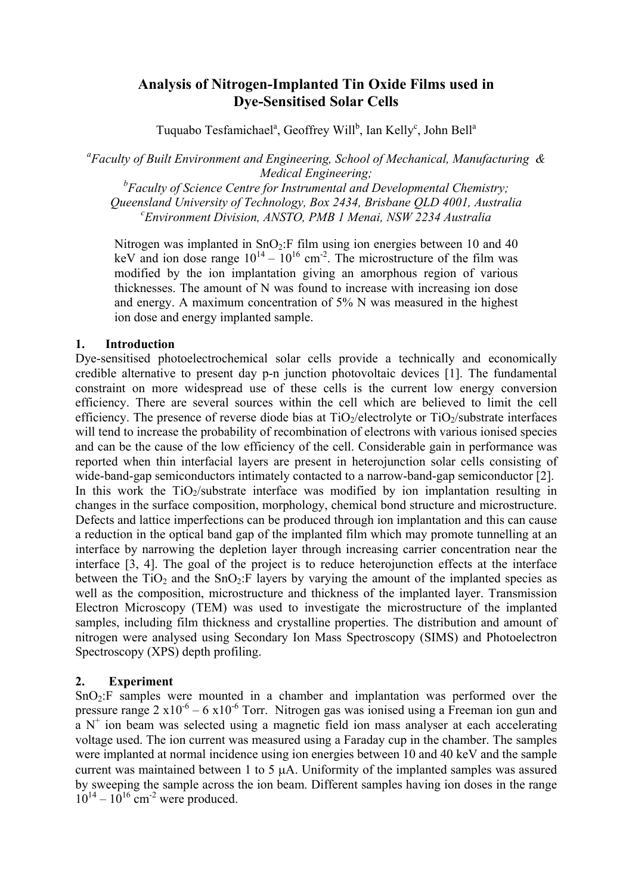# Analysis of Nitrogen-Implanted Tin Oxide Films used in Dye-Sensitised Solar Cells

Tuquabo Tesfamichael[a], Geoffrey Will[b], Ian Kelly[c], John Bell[a]

*[a]Faculty of Built Environment and Engineering, School of Mechanical, Manufacturing & Medical Engineering;*
*[b]Faculty of Science Centre for Instrumental and Developmental Chemistry;*
*Queensland University of Technology, Box 2434, Brisbane QLD 4001, Australia*
*[c]Environment Division, ANSTO, PMB 1 Menai, NSW 2234 Australia*

Nitrogen was implanted in $SnO_2$:F film using ion energies between 10 and 40 keV and ion dose range $10^{14} – 10^{16}$ cm$^{-2}$. The microstructure of the film was modified by the ion implantation giving an amorphous region of various thicknesses. The amount of N was found to increase with increasing ion dose and energy. A maximum concentration of 5% N was measured in the highest ion dose and energy implanted sample.

## 1. Introduction

Dye-sensitised photoelectrochemical solar cells provide a technically and economically credible alternative to present day p-n junction photovoltaic devices [1]. The fundamental constraint on more widespread use of these cells is the current low energy conversion efficiency. There are several sources within the cell which are believed to limit the cell efficiency. The presence of reverse diode bias at $TiO_2$/electrolyte or $TiO_2$/substrate interfaces will tend to increase the probability of recombination of electrons with various ionised species and can be the cause of the low efficiency of the cell. Considerable gain in performance was reported when thin interfacial layers are present in heterojunction solar cells consisting of wide-band-gap semiconductors intimately contacted to a narrow-band-gap semiconductor [2]. In this work the $TiO_2$/substrate interface was modified by ion implantation resulting in changes in the surface composition, morphology, chemical bond structure and microstructure. Defects and lattice imperfections can be produced through ion implantation and this can cause a reduction in the optical band gap of the implanted film which may promote tunnelling at an interface by narrowing the depletion layer through increasing carrier concentration near the interface [3, 4]. The goal of the project is to reduce heterojunction effects at the interface between the $TiO_2$ and the $SnO_2$:F layers by varying the amount of the implanted species as well as the composition, microstructure and thickness of the implanted layer. Transmission Electron Microscopy (TEM) was used to investigate the microstructure of the implanted samples, including film thickness and crystalline properties. The distribution and amount of nitrogen were analysed using Secondary Ion Mass Spectroscopy (SIMS) and Photoelectron Spectroscopy (XPS) depth profiling.

## 2. Experiment

$SnO_2$:F samples were mounted in a chamber and implantation was performed over the pressure range $2 \times 10^{-6} – 6 \times 10^{-6}$ Torr. Nitrogen gas was ionised using a Freeman ion gun and a $N^+$ ion beam was selected using a magnetic field ion mass analyser at each accelerating voltage used. The ion current was measured using a Faraday cup in the chamber. The samples were implanted at normal incidence using ion energies between 10 and 40 keV and the sample current was maintained between 1 to 5 $\mu$A. Uniformity of the implanted samples was assured by sweeping the sample across the ion beam. Different samples having ion doses in the range $10^{14} – 10^{16}$ cm$^{-2}$ were produced.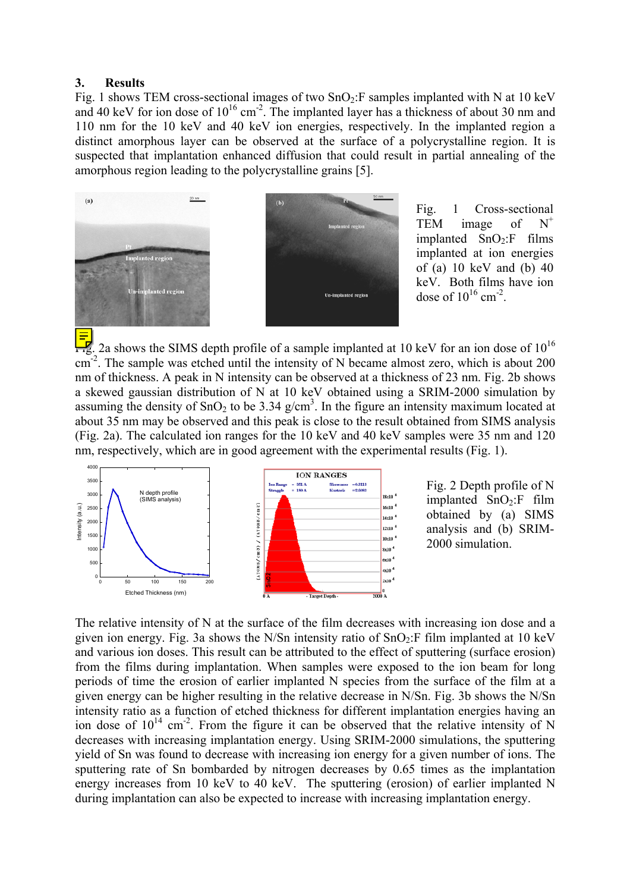## 3. Results

Fig. 1 shows TEM cross-sectional images of two $SnO_2$:F samples implanted with N at 10 keV and 40 keV for ion dose of $10^{16}$ $cm^{-2}$. The implanted layer has a thickness of about 30 nm and 110 nm for the 10 keV and 40 keV ion energies, respectively. In the implanted region a distinct amorphous layer can be observed at the surface of a polycrystalline region. It is suspected that implantation enhanced diffusion that could result in partial annealing of the amorphous region leading to the polycrystalline grains [5].

Fig. 1 Cross-sectional TEM image of $N^+$ implanted $SnO_2$:F films implanted at ion energies of (a) 10 keV and (b) 40 keV. Both films have ion dose of $10^{16}$ $cm^{-2}$.

Fig. 2a shows the SIMS depth profile of a sample implanted at 10 keV for an ion dose of $10^{16}$ $cm^{-2}$. The sample was etched until the intensity of N became almost zero, which is about 200 nm of thickness. A peak in N intensity can be observed at a thickness of 23 nm. Fig. 2b shows a skewed gaussian distribution of N at 10 keV obtained using a SRIM-2000 simulation by assuming the density of $SnO_2$ to be 3.34 g/$cm^3$. In the figure an intensity maximum located at about 35 nm may be observed and this peak is close to the result obtained from SIMS analysis (Fig. 2a). The calculated ion ranges for the 10 keV and 40 keV samples were 35 nm and 120 nm, respectively, which are in good agreement with the experimental results (Fig. 1).

Fig. 2 Depth profile of N implanted $SnO_2$:F film obtained by (a) SIMS analysis and (b) SRIM-2000 simulation.

The relative intensity of N at the surface of the film decreases with increasing ion dose and a given ion energy. Fig. 3a shows the N/Sn intensity ratio of $SnO_2$:F film implanted at 10 keV and various ion doses. This result can be attributed to the effect of sputtering (surface erosion) from the films during implantation. When samples were exposed to the ion beam for long periods of time the erosion of earlier implanted N species from the surface of the film at a given energy can be higher resulting in the relative decrease in N/Sn. Fig. 3b shows the N/Sn intensity ratio as a function of etched thickness for different implantation energies having an ion dose of $10^{14}$ $cm^{-2}$. From the figure it can be observed that the relative intensity of N decreases with increasing implantation energy. Using SRIM-2000 simulations, the sputtering yield of Sn was found to decrease with increasing ion energy for a given number of ions. The sputtering rate of Sn bombarded by nitrogen decreases by 0.65 times as the implantation energy increases from 10 keV to 40 keV. The sputtering (erosion) of earlier implanted N during implantation can also be expected to increase with increasing implantation energy.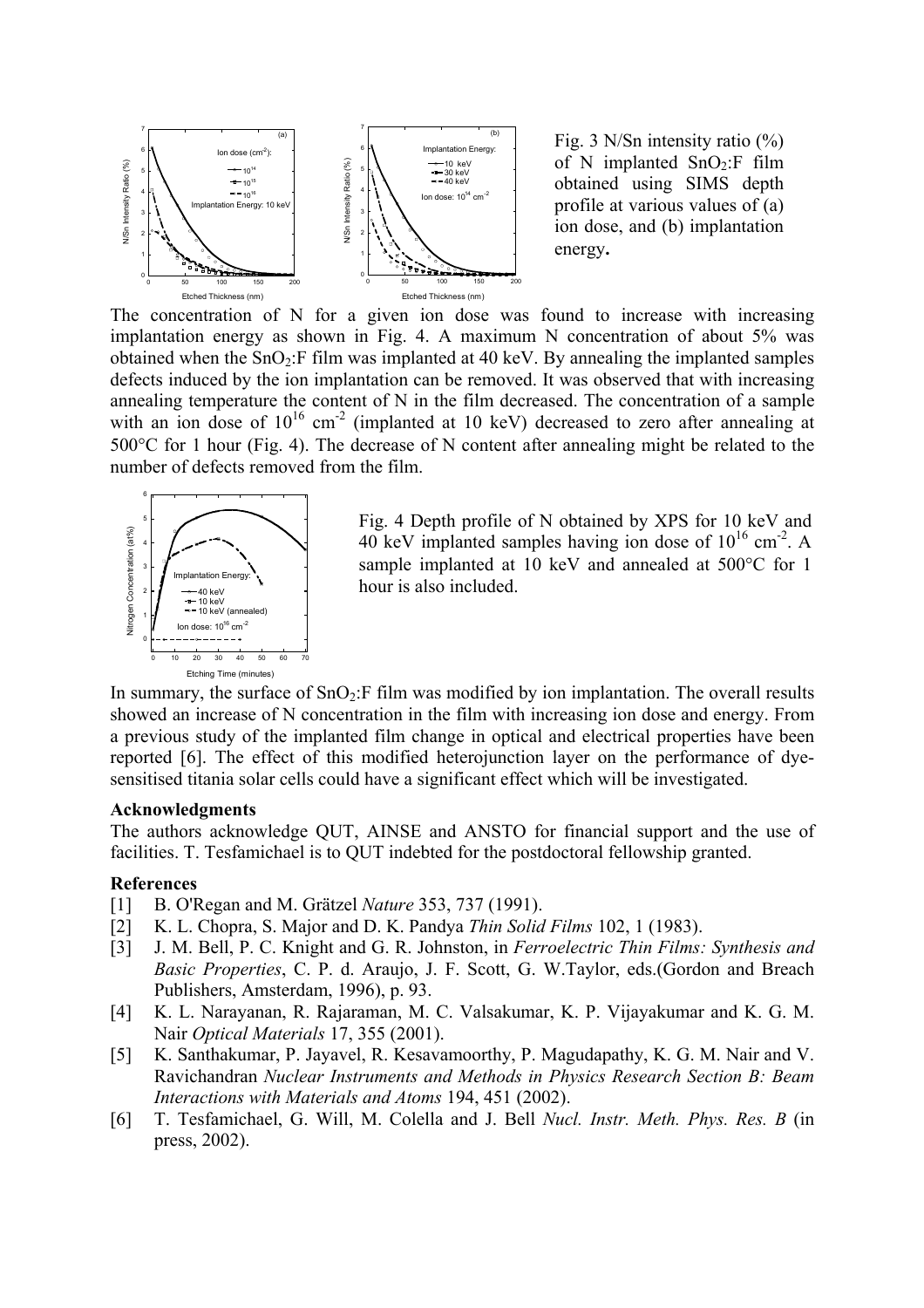(a)

Ion dose (cm$^{-2}$):

$10^{14}$

$10^{15}$

$10^{16}$

Implantation Energy: 10 keV

N/Sn Intensity Ratio (%)

Etched Thickness (nm)

(b)

Implantation Energy:

10 keV

30 keV

40 keV

Ion dose: $10^{14}$ cm$^{-2}$

N/Sn Intensity Ratio (%)

Etched Thickness (nm)

Fig. 3 N/Sn intensity ratio (%) of N implanted $SnO_2$:F film obtained using SIMS depth profile at various values of (a) ion dose, and (b) implantation energy.

The concentration of N for a given ion dose was found to increase with increasing implantation energy as shown in Fig. 4. A maximum N concentration of about 5% was obtained when the $SnO_2$:F film was implanted at 40 keV. By annealing the implanted samples defects induced by the ion implantation can be removed. It was observed that with increasing annealing temperature the content of N in the film decreased. The concentration of a sample with an ion dose of $10^{16}$ cm$^{-2}$ (implanted at 10 keV) decreased to zero after annealing at 500°C for 1 hour (Fig. 4). The decrease of N content after annealing might be related to the number of defects removed from the film.

Implantation Energy:

40 keV

10 keV

10 keV (annealed)

Ion dose: $10^{16}$ cm$^{-2}$

Nitrogen Concentration (at%)

Etching Time (minutes)

Fig. 4 Depth profile of N obtained by XPS for 10 keV and 40 keV implanted samples having ion dose of $10^{16}$ cm$^{-2}$. A sample implanted at 10 keV and annealed at 500°C for 1 hour is also included.

In summary, the surface of $SnO_2$:F film was modified by ion implantation. The overall results showed an increase of N concentration in the film with increasing ion dose and energy. From a previous study of the implanted film change in optical and electrical properties have been reported [6]. The effect of this modified heterojunction layer on the performance of dye-sensitised titania solar cells could have a significant effect which will be investigated.

### Acknowledgments

The authors acknowledge QUT, AINSE and ANSTO for financial support and the use of facilities. T. Tesfamichael is to QUT indebted for the postdoctoral fellowship granted.

### References

[1] B. O'Regan and M. Grätzel *Nature* 353, 737 (1991).

[2] K. L. Chopra, S. Major and D. K. Pandya *Thin Solid Films* 102, 1 (1983).

[3] J. M. Bell, P. C. Knight and G. R. Johnston, in *Ferroelectric Thin Films: Synthesis and Basic Properties*, C. P. d. Araujo, J. F. Scott, G. W.Taylor, eds.(Gordon and Breach Publishers, Amsterdam, 1996), p. 93.

[4] K. L. Narayanan, R. Rajaraman, M. C. Valsakumar, K. P. Vijayakumar and K. G. M. Nair *Optical Materials* 17, 355 (2001).

[5] K. Santhakumar, P. Jayavel, R. Kesavamoorthy, P. Magudapathy, K. G. M. Nair and V. Ravichandran *Nuclear Instruments and Methods in Physics Research Section B: Beam Interactions with Materials and Atoms* 194, 451 (2002).

[6] T. Tesfamichael, G. Will, M. Colella and J. Bell *Nucl. Instr. Meth. Phys. Res. B* (in press, 2002).